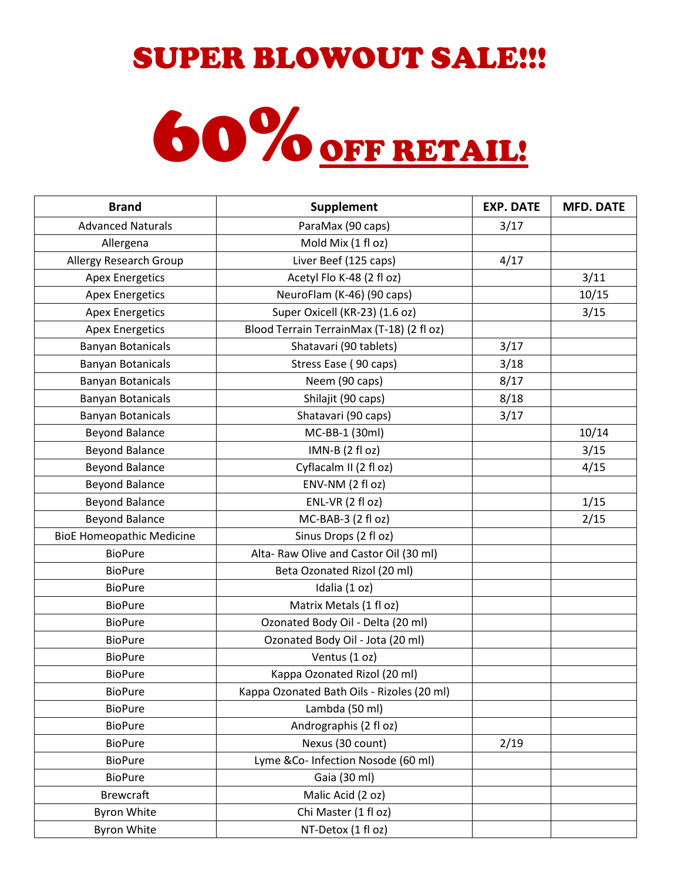# SUPER BLOWOUT SALE!!!

# 60% OFF RETAIL!

| Brand | Supplement | EXP. DATE | MFD. DATE |
|---|---|---|---|
| Advanced Naturals | ParaMax (90 caps) | 3/17 | |
| Allergena | Mold Mix (1 fl oz) | | |
| Allergy Research Group | Liver Beef (125 caps) | 4/17 | |
| Apex Energetics | Acetyl Flo K-48 (2 fl oz) | | 3/11 |
| Apex Energetics | NeuroFlam (K-46) (90 caps) | | 10/15 |
| Apex Energetics | Super Oxicell (KR-23) (1.6 oz) | | 3/15 |
| Apex Energetics | Blood Terrain TerrainMax (T-18) (2 fl oz) | | |
| Banyan Botanicals | Shatavari (90 tablets) | 3/17 | |
| Banyan Botanicals | Stress Ease ( 90 caps) | 3/18 | |
| Banyan Botanicals | Neem (90 caps) | 8/17 | |
| Banyan Botanicals | Shilajit (90 caps) | 8/18 | |
| Banyan Botanicals | Shatavari (90 caps) | 3/17 | |
| Beyond Balance | MC-BB-1 (30ml) | | 10/14 |
| Beyond Balance | IMN-B (2 fl oz) | | 3/15 |
| Beyond Balance | Cyflacalm II (2 fl oz) | | 4/15 |
| Beyond Balance | ENV-NM (2 fl oz) | | |
| Beyond Balance | ENL-VR (2 fl oz) | | 1/15 |
| Beyond Balance | MC-BAB-3 (2 fl oz) | | 2/15 |
| BioE Homeopathic Medicine | Sinus Drops (2 fl oz) | | |
| BioPure | Alta- Raw Olive and Castor Oil (30 ml) | | |
| BioPure | Beta Ozonated Rizol (20 ml) | | |
| BioPure | Idalia (1 oz) | | |
| BioPure | Matrix Metals (1 fl oz) | | |
| BioPure | Ozonated Body Oil - Delta (20 ml) | | |
| BioPure | Ozonated Body Oil - Jota (20 ml) | | |
| BioPure | Ventus (1 oz) | | |
| BioPure | Kappa Ozonated Rizol (20 ml) | | |
| BioPure | Kappa Ozonated Bath Oils - Rizoles (20 ml) | | |
| BioPure | Lambda (50 ml) | | |
| BioPure | Andrographis (2 fl oz) | | |
| BioPure | Nexus (30 count) | 2/19 | |
| BioPure | Lyme &Co- Infection Nosode (60 ml) | | |
| BioPure | Gaia (30 ml) | | |
| Brewcraft | Malic Acid (2 oz) | | |
| Byron White | Chi Master (1 fl oz) | | |
| Byron White | NT-Detox (1 fl oz) | | |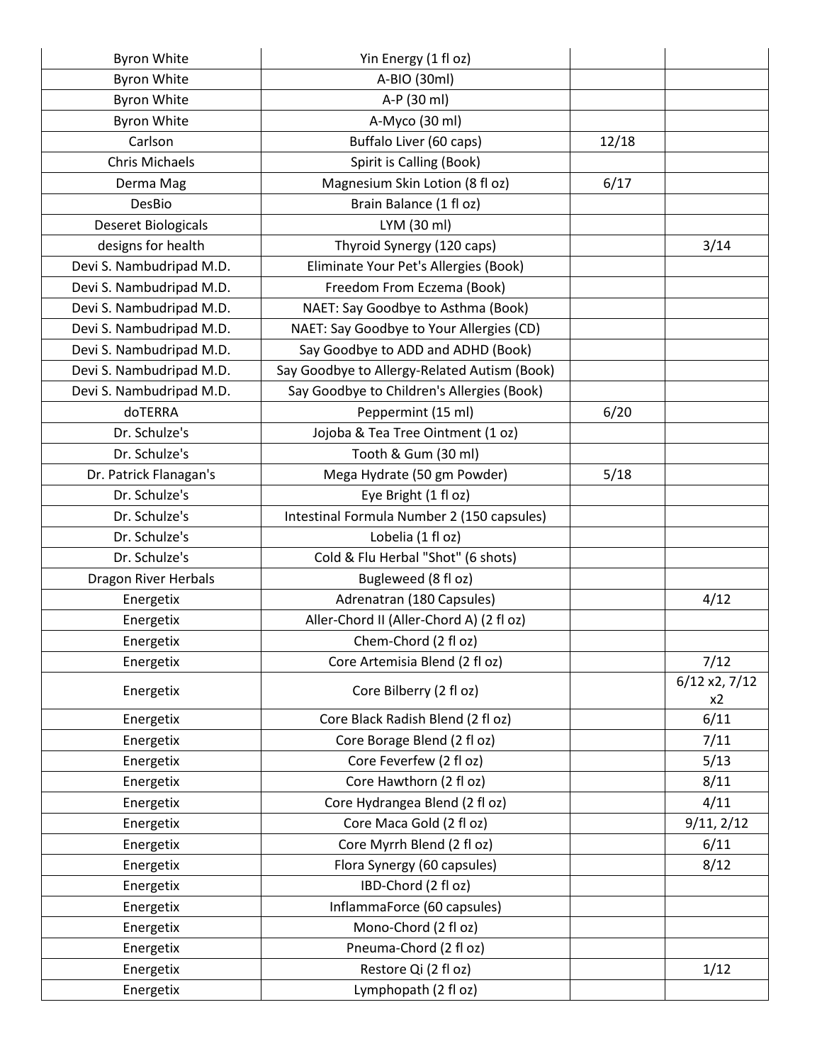| | | | |
|---|---|---|---|
| Byron White | Yin Energy (1 fl oz) | | |
| Byron White | A-BIO (30ml) | | |
| Byron White | A-P (30 ml) | | |
| Byron White | A-Myco (30 ml) | | |
| Carlson | Buffalo Liver (60 caps) | 12/18 | |
| Chris Michaels | Spirit is Calling (Book) | | |
| Derma Mag | Magnesium Skin Lotion (8 fl oz) | 6/17 | |
| DesBio | Brain Balance (1 fl oz) | | |
| Deseret Biologicals | LYM (30 ml) | | |
| designs for health | Thyroid Synergy (120 caps) | | 3/14 |
| Devi S. Nambudripad M.D. | Eliminate Your Pet's Allergies (Book) | | |
| Devi S. Nambudripad M.D. | Freedom From Eczema (Book) | | |
| Devi S. Nambudripad M.D. | NAET: Say Goodbye to Asthma (Book) | | |
| Devi S. Nambudripad M.D. | NAET: Say Goodbye to Your Allergies (CD) | | |
| Devi S. Nambudripad M.D. | Say Goodbye to ADD and ADHD (Book) | | |
| Devi S. Nambudripad M.D. | Say Goodbye to Allergy-Related Autism (Book) | | |
| Devi S. Nambudripad M.D. | Say Goodbye to Children's Allergies (Book) | | |
| doTERRA | Peppermint (15 ml) | 6/20 | |
| Dr. Schulze's | Jojoba & Tea Tree Ointment (1 oz) | | |
| Dr. Schulze's | Tooth & Gum (30 ml) | | |
| Dr. Patrick Flanagan's | Mega Hydrate (50 gm Powder) | 5/18 | |
| Dr. Schulze's | Eye Bright (1 fl oz) | | |
| Dr. Schulze's | Intestinal Formula Number 2 (150 capsules) | | |
| Dr. Schulze's | Lobelia (1 fl oz) | | |
| Dr. Schulze's | Cold & Flu Herbal "Shot" (6 shots) | | |
| Dragon River Herbals | Bugleweed (8 fl oz) | | |
| Energetix | Adrenatran (180 Capsules) | | 4/12 |
| Energetix | Aller-Chord II (Aller-Chord A) (2 fl oz) | | |
| Energetix | Chem-Chord (2 fl oz) | | |
| Energetix | Core Artemisia Blend (2 fl oz) | | 7/12 |
| Energetix | Core Bilberry (2 fl oz) | | 6/12 x2, 7/12 x2 |
| Energetix | Core Black Radish Blend (2 fl oz) | | 6/11 |
| Energetix | Core Borage Blend (2 fl oz) | | 7/11 |
| Energetix | Core Feverfew (2 fl oz) | | 5/13 |
| Energetix | Core Hawthorn (2 fl oz) | | 8/11 |
| Energetix | Core Hydrangea Blend (2 fl oz) | | 4/11 |
| Energetix | Core Maca Gold (2 fl oz) | | 9/11, 2/12 |
| Energetix | Core Myrrh Blend (2 fl oz) | | 6/11 |
| Energetix | Flora Synergy (60 capsules) | | 8/12 |
| Energetix | IBD-Chord (2 fl oz) | | |
| Energetix | InflammaForce (60 capsules) | | |
| Energetix | Mono-Chord (2 fl oz) | | |
| Energetix | Pneuma-Chord (2 fl oz) | | |
| Energetix | Restore Qi (2 fl oz) | | 1/12 |
| Energetix | Lymphopath (2 fl oz) | | |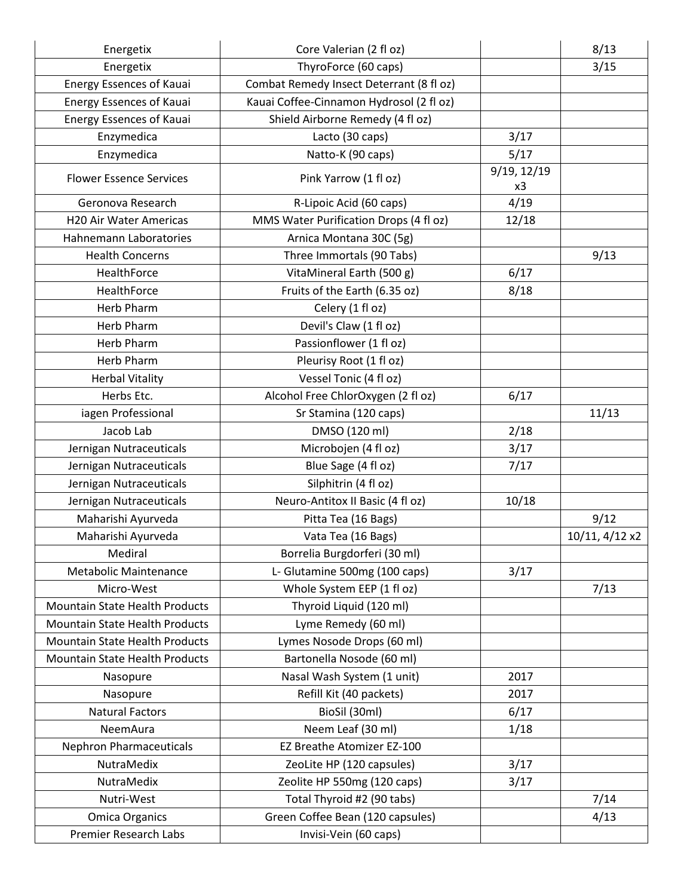| | | | |
|---|---|---|---|
| Energetix | Core Valerian (2 fl oz) | | 8/13 |
| Energetix | ThyroForce (60 caps) | | 3/15 |
| Energy Essences of Kauai | Combat Remedy Insect Deterrant (8 fl oz) | | |
| Energy Essences of Kauai | Kauai Coffee-Cinnamon Hydrosol (2 fl oz) | | |
| Energy Essences of Kauai | Shield Airborne Remedy (4 fl oz) | | |
| Enzymedica | Lacto (30 caps) | 3/17 | |
| Enzymedica | Natto-K (90 caps) | 5/17 | |
| Flower Essence Services | Pink Yarrow (1 fl oz) | 9/19, 12/19 x3 | |
| Geronova Research | R-Lipoic Acid (60 caps) | 4/19 | |
| H20 Air Water Americas | MMS Water Purification Drops (4 fl oz) | 12/18 | |
| Hahnemann Laboratories | Arnica Montana 30C (5g) | | |
| Health Concerns | Three Immortals (90 Tabs) | | 9/13 |
| HealthForce | VitaMineral Earth (500 g) | 6/17 | |
| HealthForce | Fruits of the Earth (6.35 oz) | 8/18 | |
| Herb Pharm | Celery (1 fl oz) | | |
| Herb Pharm | Devil's Claw (1 fl oz) | | |
| Herb Pharm | Passionflower (1 fl oz) | | |
| Herb Pharm | Pleurisy Root (1 fl oz) | | |
| Herbal Vitality | Vessel Tonic (4 fl oz) | | |
| Herbs Etc. | Alcohol Free ChlorOxygen (2 fl oz) | 6/17 | |
| iagen Professional | Sr Stamina (120 caps) | | 11/13 |
| Jacob Lab | DMSO (120 ml) | 2/18 | |
| Jernigan Nutraceuticals | Microbojen (4 fl oz) | 3/17 | |
| Jernigan Nutraceuticals | Blue Sage (4 fl oz) | 7/17 | |
| Jernigan Nutraceuticals | Silphitrin (4 fl oz) | | |
| Jernigan Nutraceuticals | Neuro-Antitox II Basic (4 fl oz) | 10/18 | |
| Maharishi Ayurveda | Pitta Tea (16 Bags) | | 9/12 |
| Maharishi Ayurveda | Vata Tea (16 Bags) | | 10/11, 4/12 x2 |
| Mediral | Borrelia Burgdorferi (30 ml) | | |
| Metabolic Maintenance | L- Glutamine 500mg (100 caps) | 3/17 | |
| Micro-West | Whole System EEP (1 fl oz) | | 7/13 |
| Mountain State Health Products | Thyroid Liquid (120 ml) | | |
| Mountain State Health Products | Lyme Remedy (60 ml) | | |
| Mountain State Health Products | Lymes Nosode Drops (60 ml) | | |
| Mountain State Health Products | Bartonella Nosode (60 ml) | | |
| Nasopure | Nasal Wash System (1 unit) | 2017 | |
| Nasopure | Refill Kit (40 packets) | 2017 | |
| Natural Factors | BioSil (30ml) | 6/17 | |
| NeemAura | Neem Leaf (30 ml) | 1/18 | |
| Nephron Pharmaceuticals | EZ Breathe Atomizer EZ-100 | | |
| NutraMedix | ZeoLite HP (120 capsules) | 3/17 | |
| NutraMedix | Zeolite HP 550mg (120 caps) | 3/17 | |
| Nutri-West | Total Thyroid #2 (90 tabs) | | 7/14 |
| Omica Organics | Green Coffee Bean (120 capsules) | | 4/13 |
| Premier Research Labs | Invisi-Vein (60 caps) | | |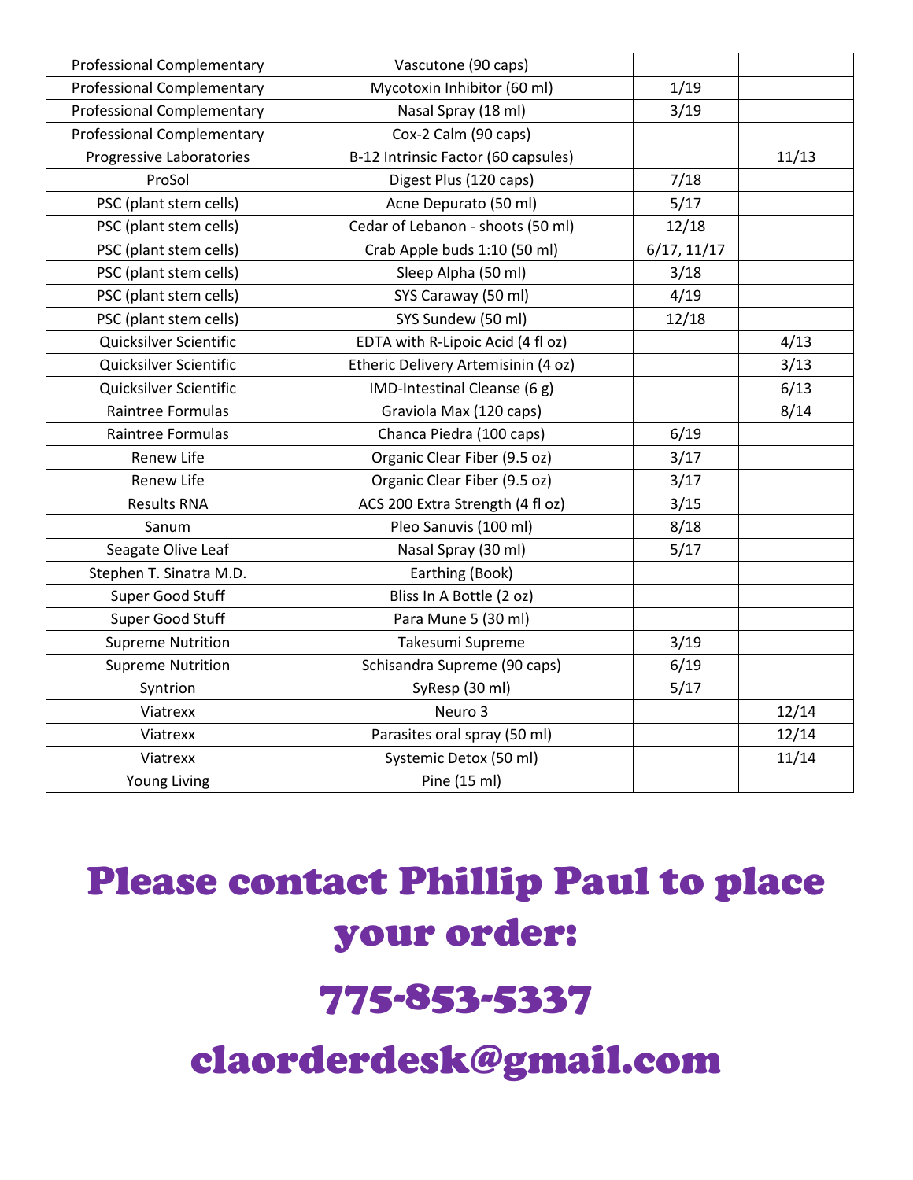| | | | |
|---|---|---|---|
| Professional Complementary | Vascutone (90 caps) | | |
| Professional Complementary | Mycotoxin Inhibitor (60 ml) | 1/19 | |
| Professional Complementary | Nasal Spray (18 ml) | 3/19 | |
| Professional Complementary | Cox-2 Calm (90 caps) | | |
| Progressive Laboratories | B-12 Intrinsic Factor (60 capsules) | | 11/13 |
| ProSol | Digest Plus (120 caps) | 7/18 | |
| PSC (plant stem cells) | Acne Depurato (50 ml) | 5/17 | |
| PSC (plant stem cells) | Cedar of Lebanon - shoots (50 ml) | 12/18 | |
| PSC (plant stem cells) | Crab Apple buds 1:10 (50 ml) | 6/17, 11/17 | |
| PSC (plant stem cells) | Sleep Alpha (50 ml) | 3/18 | |
| PSC (plant stem cells) | SYS Caraway (50 ml) | 4/19 | |
| PSC (plant stem cells) | SYS Sundew (50 ml) | 12/18 | |
| Quicksilver Scientific | EDTA with R-Lipoic Acid (4 fl oz) | | 4/13 |
| Quicksilver Scientific | Etheric Delivery Artemisinin (4 oz) | | 3/13 |
| Quicksilver Scientific | IMD-Intestinal Cleanse (6 g) | | 6/13 |
| Raintree Formulas | Graviola Max (120 caps) | | 8/14 |
| Raintree Formulas | Chanca Piedra (100 caps) | 6/19 | |
| Renew Life | Organic Clear Fiber (9.5 oz) | 3/17 | |
| Renew Life | Organic Clear Fiber (9.5 oz) | 3/17 | |
| Results RNA | ACS 200 Extra Strength (4 fl oz) | 3/15 | |
| Sanum | Pleo Sanuvis (100 ml) | 8/18 | |
| Seagate Olive Leaf | Nasal Spray (30 ml) | 5/17 | |
| Stephen T. Sinatra M.D. | Earthing (Book) | | |
| Super Good Stuff | Bliss In A Bottle (2 oz) | | |
| Super Good Stuff | Para Mune 5 (30 ml) | | |
| Supreme Nutrition | Takesumi Supreme | 3/19 | |
| Supreme Nutrition | Schisandra Supreme (90 caps) | 6/19 | |
| Syntrion | SyResp (30 ml) | 5/17 | |
| Viatrexx | Neuro 3 | | 12/14 |
| Viatrexx | Parasites oral spray (50 ml) | | 12/14 |
| Viatrexx | Systemic Detox (50 ml) | | 11/14 |
| Young Living | Pine (15 ml) | | |

# Please contact Phillip Paul to place your order:

# 775-853-5337

# claorderdesk@gmail.com